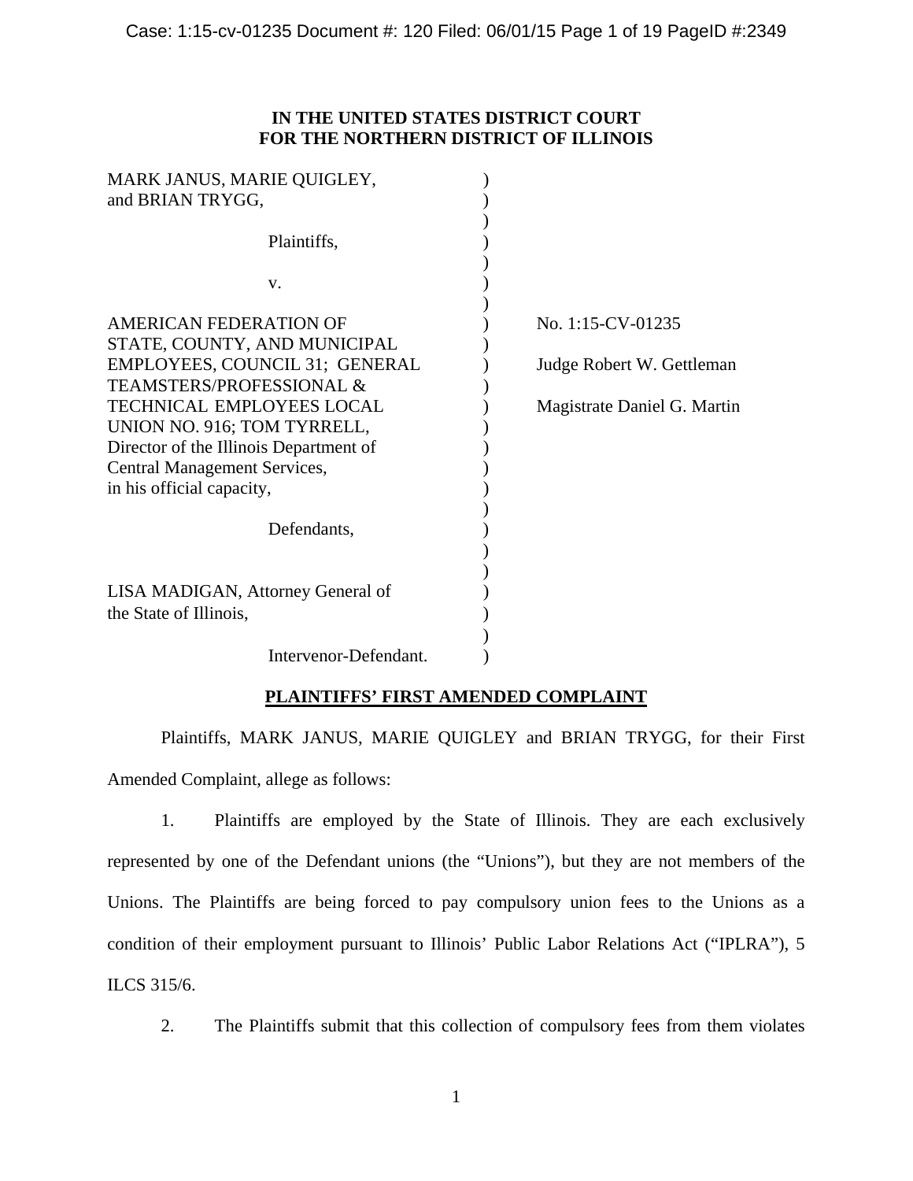**IN THE UNITED STATES DISTRICT COURT**
**FOR THE NORTHERN DISTRICT OF ILLINOIS**

| | |
|---|---|
| MARK JANUS, MARIE QUIGLEY, and BRIAN TRYGG,<br><br>Plaintiffs,<br><br>v.<br><br>AMERICAN FEDERATION OF STATE, COUNTY, AND MUNICIPAL EMPLOYEES, COUNCIL 31; GENERAL TEAMSTERS/PROFESSIONAL & TECHNICAL EMPLOYEES LOCAL UNION NO. 916; TOM TYRRELL, Director of the Illinois Department of Central Management Services, in his official capacity,<br><br>Defendants,<br><br>LISA MADIGAN, Attorney General of the State of Illinois,<br><br>Intervenor-Defendant. | No. 1:15-CV-01235<br><br>Judge Robert W. Gettleman<br><br>Magistrate Daniel G. Martin |

**PLAINTIFFS' FIRST AMENDED COMPLAINT**

Plaintiffs, MARK JANUS, MARIE QUIGLEY and BRIAN TRYGG, for their First Amended Complaint, allege as follows:

1. Plaintiffs are employed by the State of Illinois. They are each exclusively represented by one of the Defendant unions (the "Unions"), but they are not members of the Unions. The Plaintiffs are being forced to pay compulsory union fees to the Unions as a condition of their employment pursuant to Illinois' Public Labor Relations Act ("IPLRA"), 5 ILCS 315/6.

2. The Plaintiffs submit that this collection of compulsory fees from them violates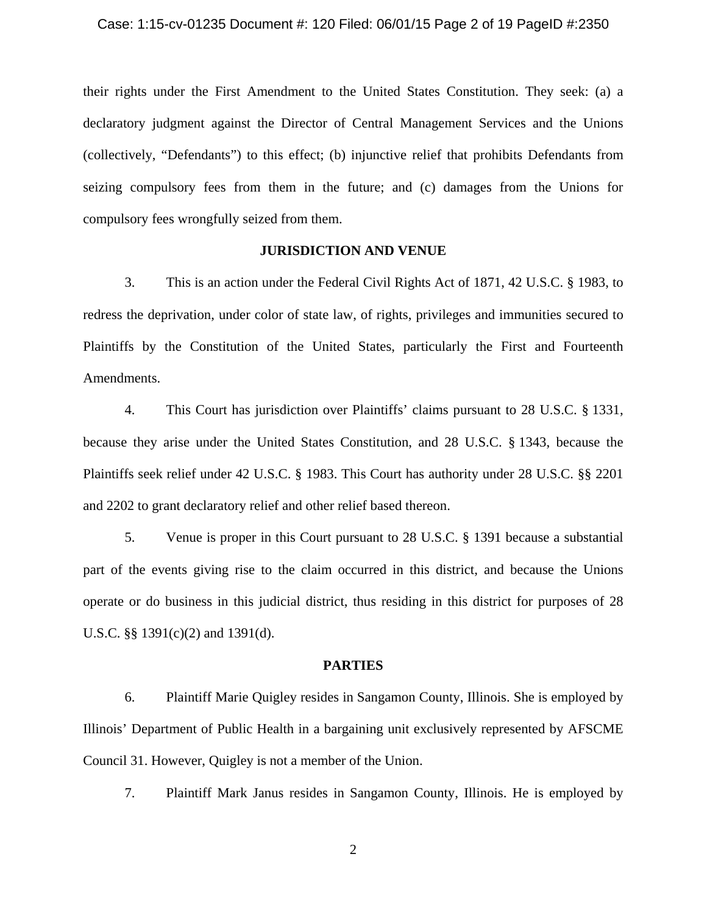their rights under the First Amendment to the United States Constitution. They seek: (a) a declaratory judgment against the Director of Central Management Services and the Unions (collectively, "Defendants") to this effect; (b) injunctive relief that prohibits Defendants from seizing compulsory fees from them in the future; and (c) damages from the Unions for compulsory fees wrongfully seized from them.

## JURISDICTION AND VENUE

3. This is an action under the Federal Civil Rights Act of 1871, 42 U.S.C. § 1983, to redress the deprivation, under color of state law, of rights, privileges and immunities secured to Plaintiffs by the Constitution of the United States, particularly the First and Fourteenth Amendments.

4. This Court has jurisdiction over Plaintiffs' claims pursuant to 28 U.S.C. § 1331, because they arise under the United States Constitution, and 28 U.S.C. § 1343, because the Plaintiffs seek relief under 42 U.S.C. § 1983. This Court has authority under 28 U.S.C. §§ 2201 and 2202 to grant declaratory relief and other relief based thereon.

5. Venue is proper in this Court pursuant to 28 U.S.C. § 1391 because a substantial part of the events giving rise to the claim occurred in this district, and because the Unions operate or do business in this judicial district, thus residing in this district for purposes of 28 U.S.C. §§ 1391(c)(2) and 1391(d).

## PARTIES

6. Plaintiff Marie Quigley resides in Sangamon County, Illinois. She is employed by Illinois' Department of Public Health in a bargaining unit exclusively represented by AFSCME Council 31. However, Quigley is not a member of the Union.

7. Plaintiff Mark Janus resides in Sangamon County, Illinois. He is employed by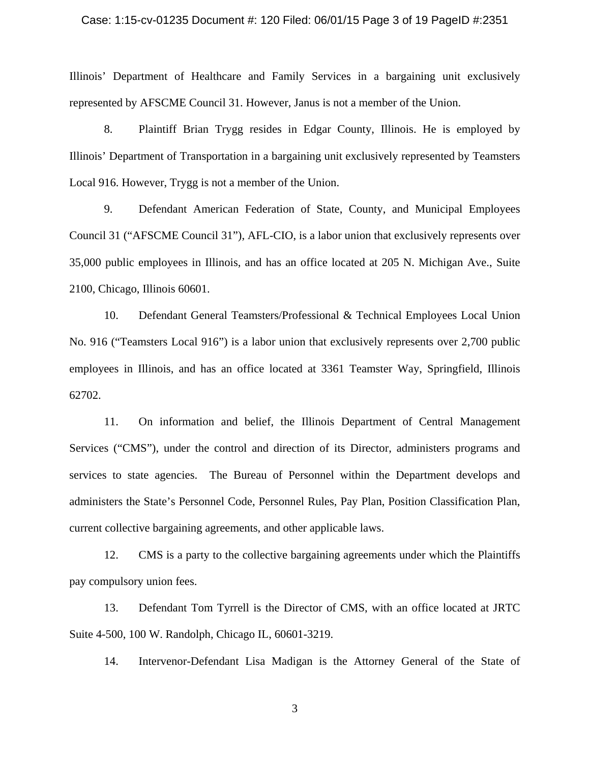Illinois' Department of Healthcare and Family Services in a bargaining unit exclusively represented by AFSCME Council 31. However, Janus is not a member of the Union.

8. Plaintiff Brian Trygg resides in Edgar County, Illinois. He is employed by Illinois' Department of Transportation in a bargaining unit exclusively represented by Teamsters Local 916. However, Trygg is not a member of the Union.

9. Defendant American Federation of State, County, and Municipal Employees Council 31 ("AFSCME Council 31"), AFL-CIO, is a labor union that exclusively represents over 35,000 public employees in Illinois, and has an office located at 205 N. Michigan Ave., Suite 2100, Chicago, Illinois 60601.

10. Defendant General Teamsters/Professional & Technical Employees Local Union No. 916 ("Teamsters Local 916") is a labor union that exclusively represents over 2,700 public employees in Illinois, and has an office located at 3361 Teamster Way, Springfield, Illinois 62702.

11. On information and belief, the Illinois Department of Central Management Services ("CMS"), under the control and direction of its Director, administers programs and services to state agencies. The Bureau of Personnel within the Department develops and administers the State's Personnel Code, Personnel Rules, Pay Plan, Position Classification Plan, current collective bargaining agreements, and other applicable laws.

12. CMS is a party to the collective bargaining agreements under which the Plaintiffs pay compulsory union fees.

13. Defendant Tom Tyrrell is the Director of CMS, with an office located at JRTC Suite 4-500, 100 W. Randolph, Chicago IL, 60601-3219.

14. Intervenor-Defendant Lisa Madigan is the Attorney General of the State of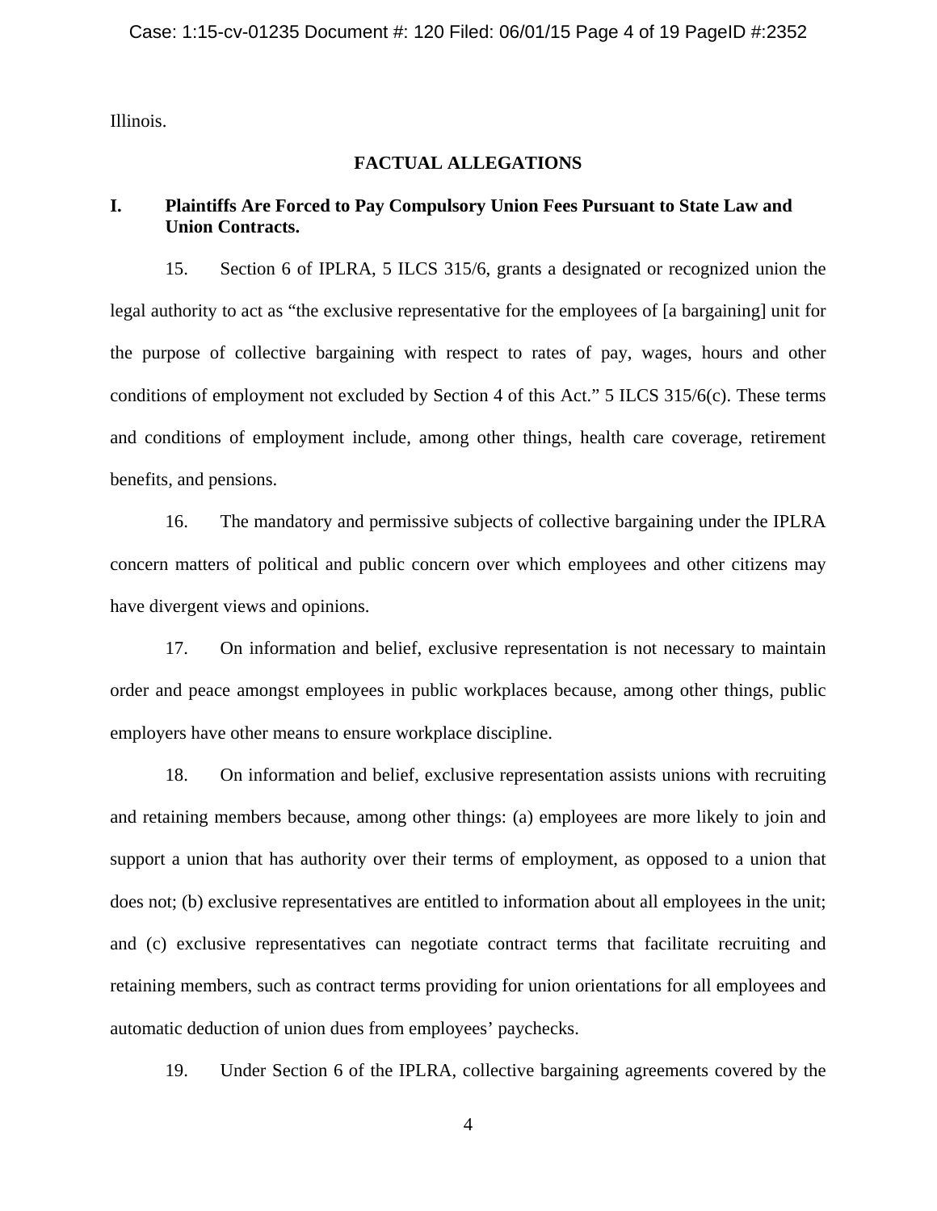Illinois.

## FACTUAL ALLEGATIONS

### I. Plaintiffs Are Forced to Pay Compulsory Union Fees Pursuant to State Law and Union Contracts.

15. Section 6 of IPLRA, 5 ILCS 315/6, grants a designated or recognized union the legal authority to act as "the exclusive representative for the employees of [a bargaining] unit for the purpose of collective bargaining with respect to rates of pay, wages, hours and other conditions of employment not excluded by Section 4 of this Act." 5 ILCS 315/6(c). These terms and conditions of employment include, among other things, health care coverage, retirement benefits, and pensions.

16. The mandatory and permissive subjects of collective bargaining under the IPLRA concern matters of political and public concern over which employees and other citizens may have divergent views and opinions.

17. On information and belief, exclusive representation is not necessary to maintain order and peace amongst employees in public workplaces because, among other things, public employers have other means to ensure workplace discipline.

18. On information and belief, exclusive representation assists unions with recruiting and retaining members because, among other things: (a) employees are more likely to join and support a union that has authority over their terms of employment, as opposed to a union that does not; (b) exclusive representatives are entitled to information about all employees in the unit; and (c) exclusive representatives can negotiate contract terms that facilitate recruiting and retaining members, such as contract terms providing for union orientations for all employees and automatic deduction of union dues from employees' paychecks.

19. Under Section 6 of the IPLRA, collective bargaining agreements covered by the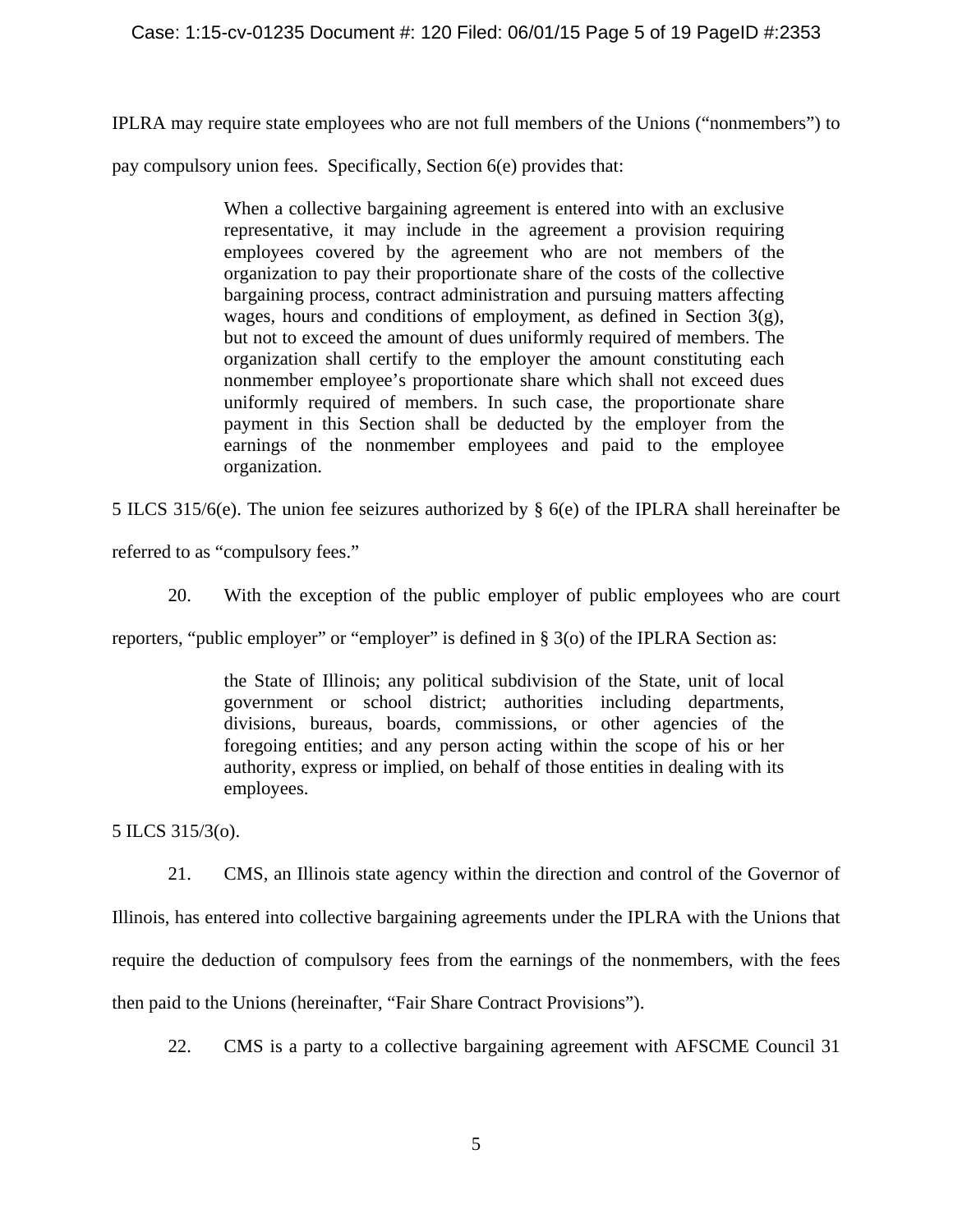IPLRA may require state employees who are not full members of the Unions ("nonmembers") to pay compulsory union fees. Specifically, Section 6(e) provides that:

> When a collective bargaining agreement is entered into with an exclusive representative, it may include in the agreement a provision requiring employees covered by the agreement who are not members of the organization to pay their proportionate share of the costs of the collective bargaining process, contract administration and pursuing matters affecting wages, hours and conditions of employment, as defined in Section 3(g), but not to exceed the amount of dues uniformly required of members. The organization shall certify to the employer the amount constituting each nonmember employee's proportionate share which shall not exceed dues uniformly required of members. In such case, the proportionate share payment in this Section shall be deducted by the employer from the earnings of the nonmember employees and paid to the employee organization.

5 ILCS 315/6(e). The union fee seizures authorized by § 6(e) of the IPLRA shall hereinafter be referred to as "compulsory fees."

20. With the exception of the public employer of public employees who are court reporters, "public employer" or "employer" is defined in § 3(o) of the IPLRA Section as:

> the State of Illinois; any political subdivision of the State, unit of local government or school district; authorities including departments, divisions, bureaus, boards, commissions, or other agencies of the foregoing entities; and any person acting within the scope of his or her authority, express or implied, on behalf of those entities in dealing with its employees.

5 ILCS 315/3(o).

21. CMS, an Illinois state agency within the direction and control of the Governor of Illinois, has entered into collective bargaining agreements under the IPLRA with the Unions that require the deduction of compulsory fees from the earnings of the nonmembers, with the fees then paid to the Unions (hereinafter, "Fair Share Contract Provisions").

22. CMS is a party to a collective bargaining agreement with AFSCME Council 31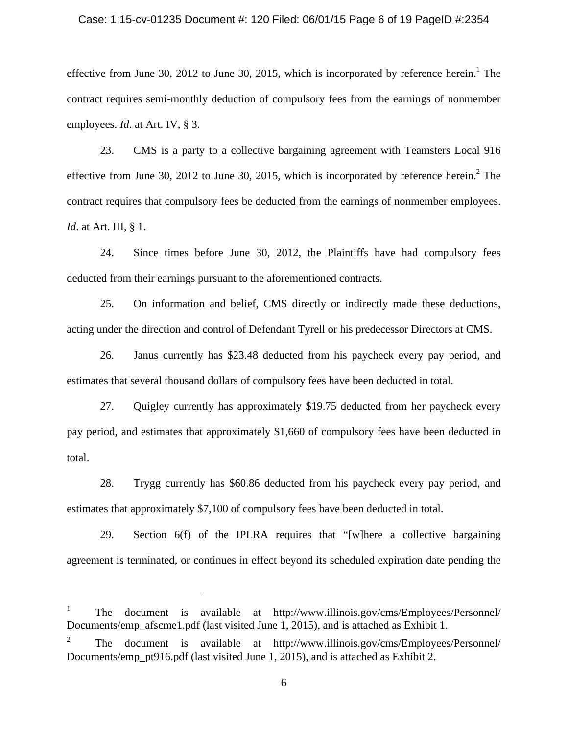effective from June 30, 2012 to June 30, 2015, which is incorporated by reference herein.[1] The contract requires semi-monthly deduction of compulsory fees from the earnings of nonmember employees. *Id*. at Art. IV, § 3.

23. CMS is a party to a collective bargaining agreement with Teamsters Local 916 effective from June 30, 2012 to June 30, 2015, which is incorporated by reference herein.[2] The contract requires that compulsory fees be deducted from the earnings of nonmember employees. *Id*. at Art. III, § 1.

24. Since times before June 30, 2012, the Plaintiffs have had compulsory fees deducted from their earnings pursuant to the aforementioned contracts.

25. On information and belief, CMS directly or indirectly made these deductions, acting under the direction and control of Defendant Tyrell or his predecessor Directors at CMS.

26. Janus currently has $23.48 deducted from his paycheck every pay period, and estimates that several thousand dollars of compulsory fees have been deducted in total.

27. Quigley currently has approximately $19.75 deducted from her paycheck every pay period, and estimates that approximately $1,660 of compulsory fees have been deducted in total.

28. Trygg currently has $60.86 deducted from his paycheck every pay period, and estimates that approximately $7,100 of compulsory fees have been deducted in total.

29. Section 6(f) of the IPLRA requires that "[w]here a collective bargaining agreement is terminated, or continues in effect beyond its scheduled expiration date pending the

---

[1] The document is available at http://www.illinois.gov/cms/Employees/Personnel/Documents/emp_afscme1.pdf (last visited June 1, 2015), and is attached as Exhibit 1.

[2] The document is available at http://www.illinois.gov/cms/Employees/Personnel/Documents/emp_pt916.pdf (last visited June 1, 2015), and is attached as Exhibit 2.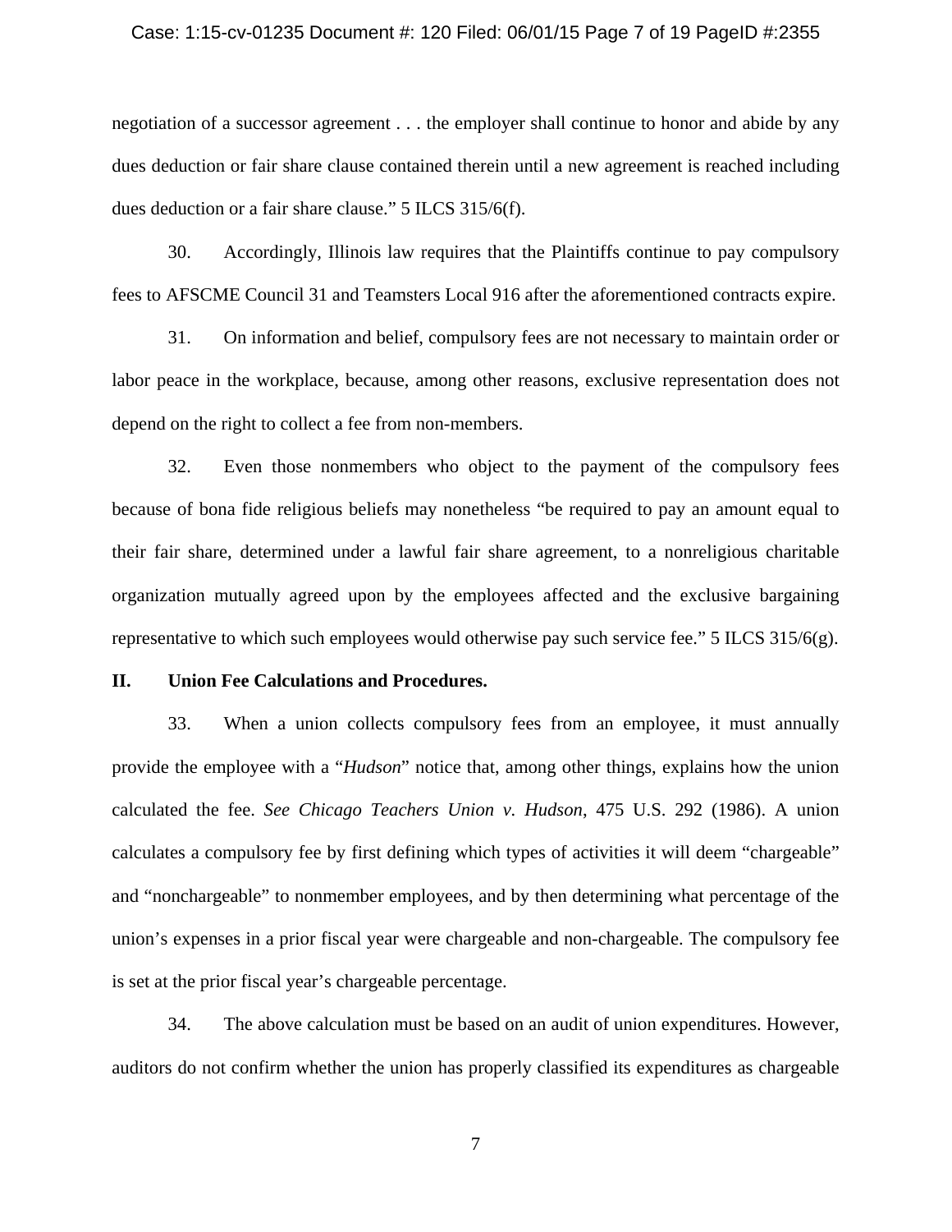negotiation of a successor agreement . . . the employer shall continue to honor and abide by any dues deduction or fair share clause contained therein until a new agreement is reached including dues deduction or a fair share clause." 5 ILCS 315/6(f).

30. Accordingly, Illinois law requires that the Plaintiffs continue to pay compulsory fees to AFSCME Council 31 and Teamsters Local 916 after the aforementioned contracts expire.

31. On information and belief, compulsory fees are not necessary to maintain order or labor peace in the workplace, because, among other reasons, exclusive representation does not depend on the right to collect a fee from non-members.

32. Even those nonmembers who object to the payment of the compulsory fees because of bona fide religious beliefs may nonetheless "be required to pay an amount equal to their fair share, determined under a lawful fair share agreement, to a nonreligious charitable organization mutually agreed upon by the employees affected and the exclusive bargaining representative to which such employees would otherwise pay such service fee." 5 ILCS 315/6(g).

## II. Union Fee Calculations and Procedures.

33. When a union collects compulsory fees from an employee, it must annually provide the employee with a "*Hudson*" notice that, among other things, explains how the union calculated the fee. *See Chicago Teachers Union v. Hudson*, 475 U.S. 292 (1986). A union calculates a compulsory fee by first defining which types of activities it will deem "chargeable" and "nonchargeable" to nonmember employees, and by then determining what percentage of the union's expenses in a prior fiscal year were chargeable and non-chargeable. The compulsory fee is set at the prior fiscal year's chargeable percentage.

34. The above calculation must be based on an audit of union expenditures. However, auditors do not confirm whether the union has properly classified its expenditures as chargeable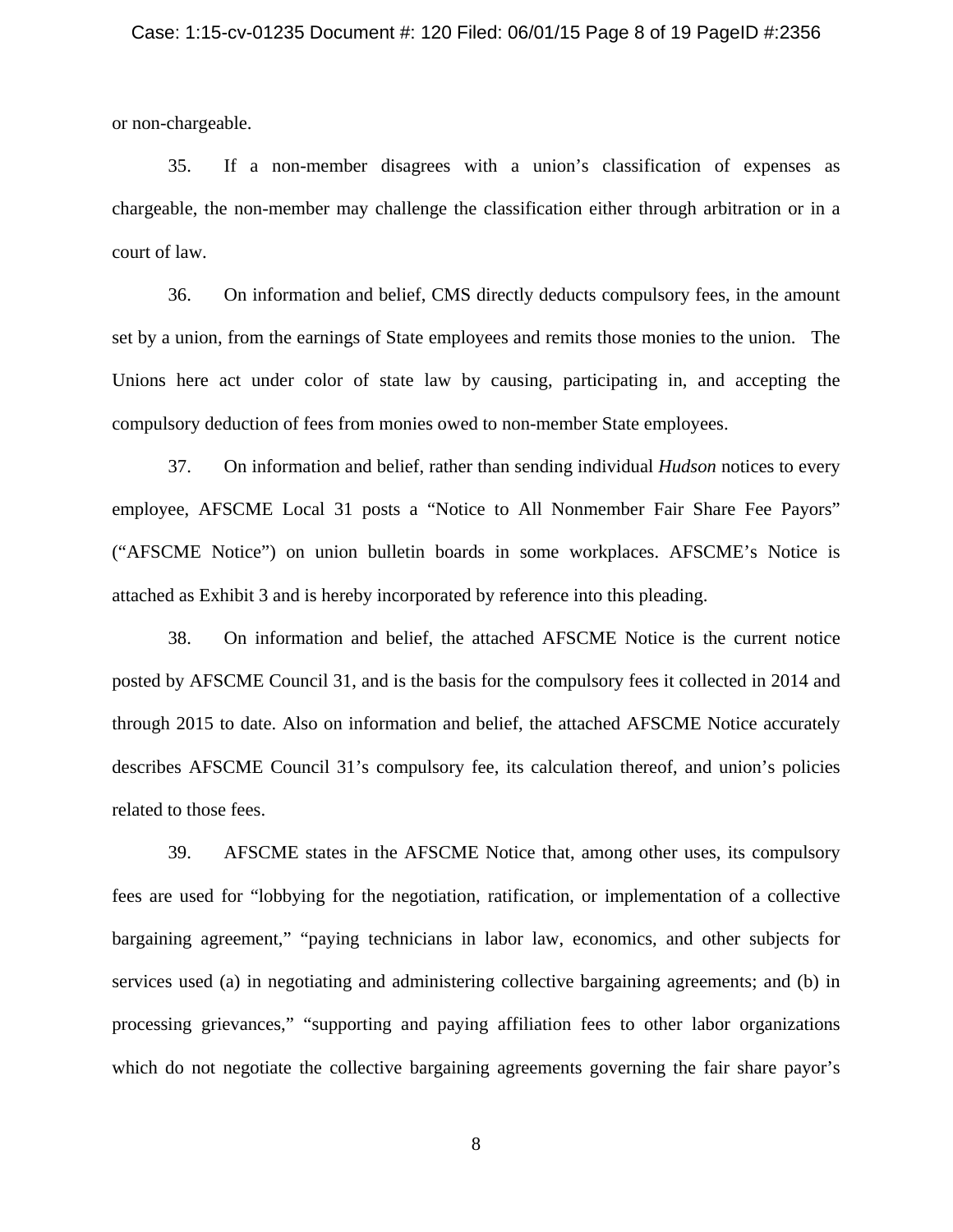or non-chargeable.

35. If a non-member disagrees with a union's classification of expenses as chargeable, the non-member may challenge the classification either through arbitration or in a court of law.

36. On information and belief, CMS directly deducts compulsory fees, in the amount set by a union, from the earnings of State employees and remits those monies to the union. The Unions here act under color of state law by causing, participating in, and accepting the compulsory deduction of fees from monies owed to non-member State employees.

37. On information and belief, rather than sending individual *Hudson* notices to every employee, AFSCME Local 31 posts a "Notice to All Nonmember Fair Share Fee Payors" ("AFSCME Notice") on union bulletin boards in some workplaces. AFSCME's Notice is attached as Exhibit 3 and is hereby incorporated by reference into this pleading.

38. On information and belief, the attached AFSCME Notice is the current notice posted by AFSCME Council 31, and is the basis for the compulsory fees it collected in 2014 and through 2015 to date. Also on information and belief, the attached AFSCME Notice accurately describes AFSCME Council 31's compulsory fee, its calculation thereof, and union's policies related to those fees.

39. AFSCME states in the AFSCME Notice that, among other uses, its compulsory fees are used for "lobbying for the negotiation, ratification, or implementation of a collective bargaining agreement," "paying technicians in labor law, economics, and other subjects for services used (a) in negotiating and administering collective bargaining agreements; and (b) in processing grievances," "supporting and paying affiliation fees to other labor organizations which do not negotiate the collective bargaining agreements governing the fair share payor's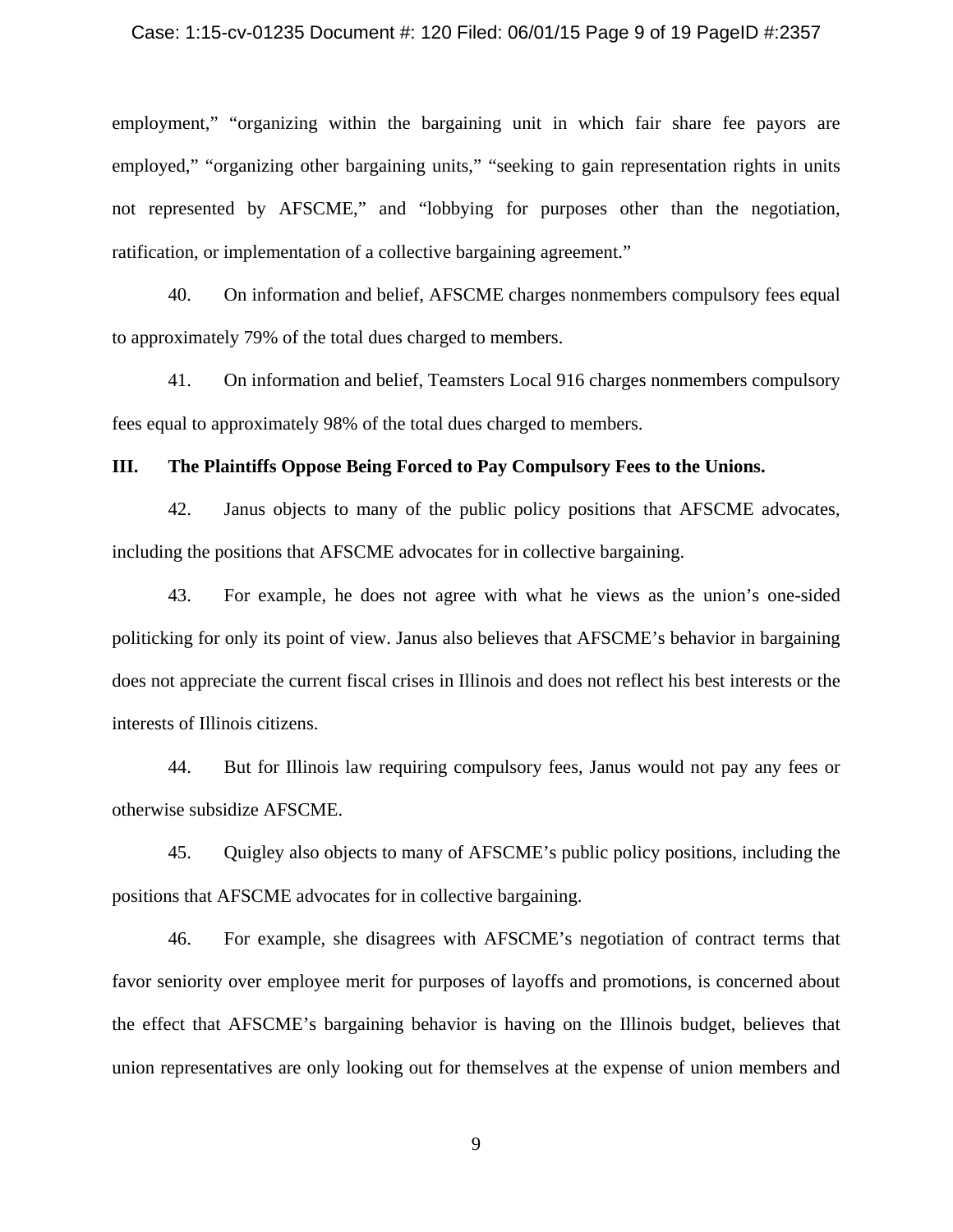employment," "organizing within the bargaining unit in which fair share fee payors are employed," "organizing other bargaining units," "seeking to gain representation rights in units not represented by AFSCME," and "lobbying for purposes other than the negotiation, ratification, or implementation of a collective bargaining agreement."

40. On information and belief, AFSCME charges nonmembers compulsory fees equal to approximately 79% of the total dues charged to members.

41. On information and belief, Teamsters Local 916 charges nonmembers compulsory fees equal to approximately 98% of the total dues charged to members.

### III. The Plaintiffs Oppose Being Forced to Pay Compulsory Fees to the Unions.

42. Janus objects to many of the public policy positions that AFSCME advocates, including the positions that AFSCME advocates for in collective bargaining.

43. For example, he does not agree with what he views as the union's one-sided politicking for only its point of view. Janus also believes that AFSCME's behavior in bargaining does not appreciate the current fiscal crises in Illinois and does not reflect his best interests or the interests of Illinois citizens.

44. But for Illinois law requiring compulsory fees, Janus would not pay any fees or otherwise subsidize AFSCME.

45. Quigley also objects to many of AFSCME's public policy positions, including the positions that AFSCME advocates for in collective bargaining.

46. For example, she disagrees with AFSCME's negotiation of contract terms that favor seniority over employee merit for purposes of layoffs and promotions, is concerned about the effect that AFSCME's bargaining behavior is having on the Illinois budget, believes that union representatives are only looking out for themselves at the expense of union members and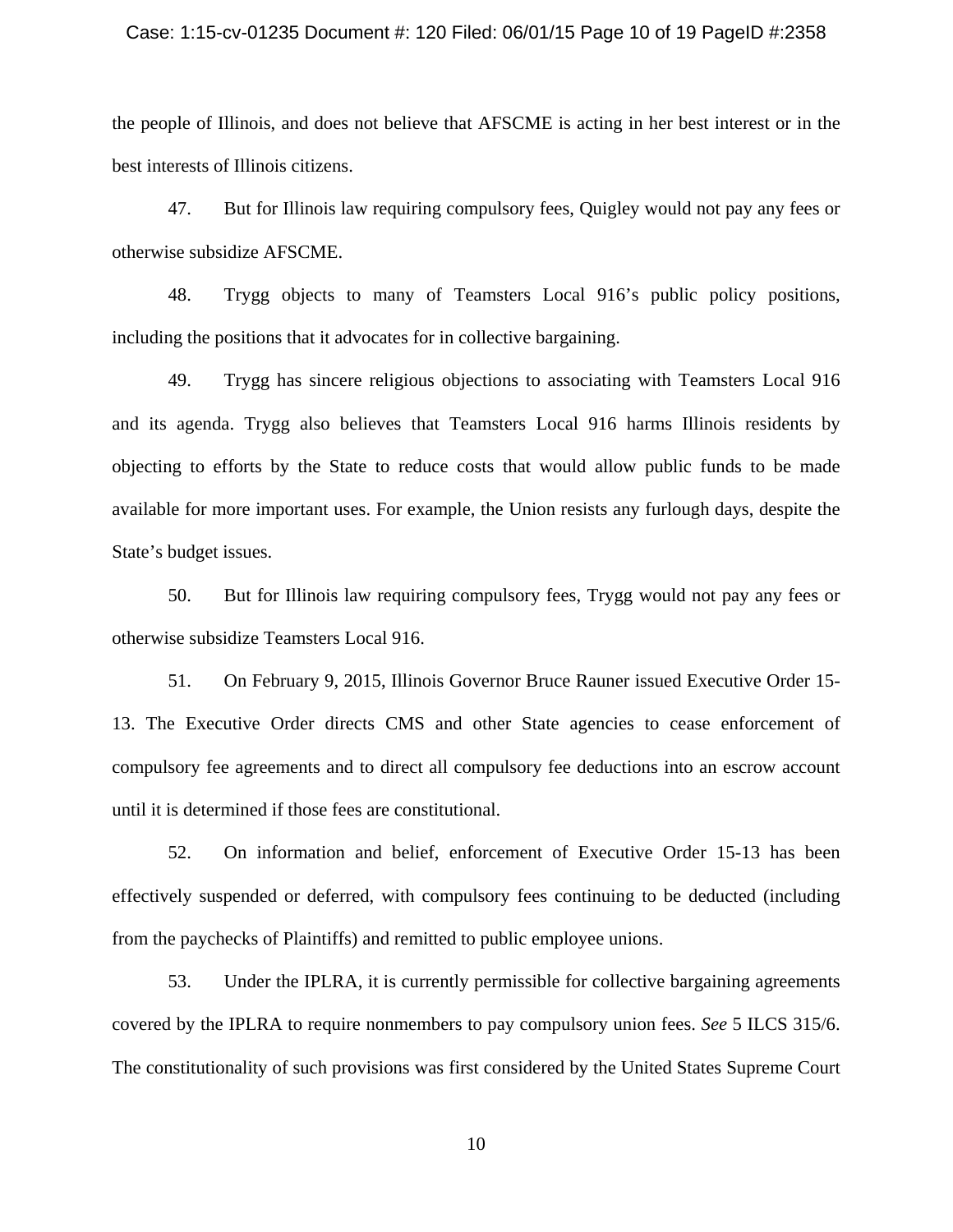the people of Illinois, and does not believe that AFSCME is acting in her best interest or in the best interests of Illinois citizens.

47. But for Illinois law requiring compulsory fees, Quigley would not pay any fees or otherwise subsidize AFSCME.

48. Trygg objects to many of Teamsters Local 916's public policy positions, including the positions that it advocates for in collective bargaining.

49. Trygg has sincere religious objections to associating with Teamsters Local 916 and its agenda. Trygg also believes that Teamsters Local 916 harms Illinois residents by objecting to efforts by the State to reduce costs that would allow public funds to be made available for more important uses. For example, the Union resists any furlough days, despite the State's budget issues.

50. But for Illinois law requiring compulsory fees, Trygg would not pay any fees or otherwise subsidize Teamsters Local 916.

51. On February 9, 2015, Illinois Governor Bruce Rauner issued Executive Order 15-13. The Executive Order directs CMS and other State agencies to cease enforcement of compulsory fee agreements and to direct all compulsory fee deductions into an escrow account until it is determined if those fees are constitutional.

52. On information and belief, enforcement of Executive Order 15-13 has been effectively suspended or deferred, with compulsory fees continuing to be deducted (including from the paychecks of Plaintiffs) and remitted to public employee unions.

53. Under the IPLRA, it is currently permissible for collective bargaining agreements covered by the IPLRA to require nonmembers to pay compulsory union fees. *See* 5 ILCS 315/6. The constitutionality of such provisions was first considered by the United States Supreme Court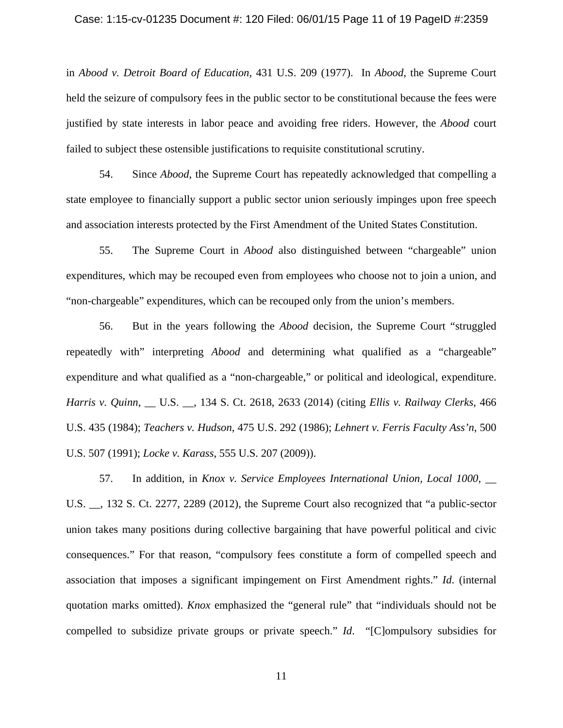in *Abood v. Detroit Board of Education*, 431 U.S. 209 (1977). In *Abood*, the Supreme Court held the seizure of compulsory fees in the public sector to be constitutional because the fees were justified by state interests in labor peace and avoiding free riders. However, the *Abood* court failed to subject these ostensible justifications to requisite constitutional scrutiny.

54. Since *Abood*, the Supreme Court has repeatedly acknowledged that compelling a state employee to financially support a public sector union seriously impinges upon free speech and association interests protected by the First Amendment of the United States Constitution.

55. The Supreme Court in *Abood* also distinguished between "chargeable" union expenditures, which may be recouped even from employees who choose not to join a union, and "non-chargeable" expenditures, which can be recouped only from the union's members.

56. But in the years following the *Abood* decision, the Supreme Court "struggled repeatedly with" interpreting *Abood* and determining what qualified as a "chargeable" expenditure and what qualified as a "non-chargeable," or political and ideological, expenditure. *Harris v. Quinn*, __ U.S. __, 134 S. Ct. 2618, 2633 (2014) (citing *Ellis v. Railway Clerks*, 466 U.S. 435 (1984); *Teachers v. Hudson*, 475 U.S. 292 (1986); *Lehnert v. Ferris Faculty Ass'n*, 500 U.S. 507 (1991); *Locke v. Karass*, 555 U.S. 207 (2009)).

57. In addition, in *Knox v. Service Employees International Union, Local 1000*, __ U.S. __, 132 S. Ct. 2277, 2289 (2012), the Supreme Court also recognized that "a public-sector union takes many positions during collective bargaining that have powerful political and civic consequences." For that reason, "compulsory fees constitute a form of compelled speech and association that imposes a significant impingement on First Amendment rights." *Id*. (internal quotation marks omitted). *Knox* emphasized the "general rule" that "individuals should not be compelled to subsidize private groups or private speech." *Id*. "[C]ompulsory subsidies for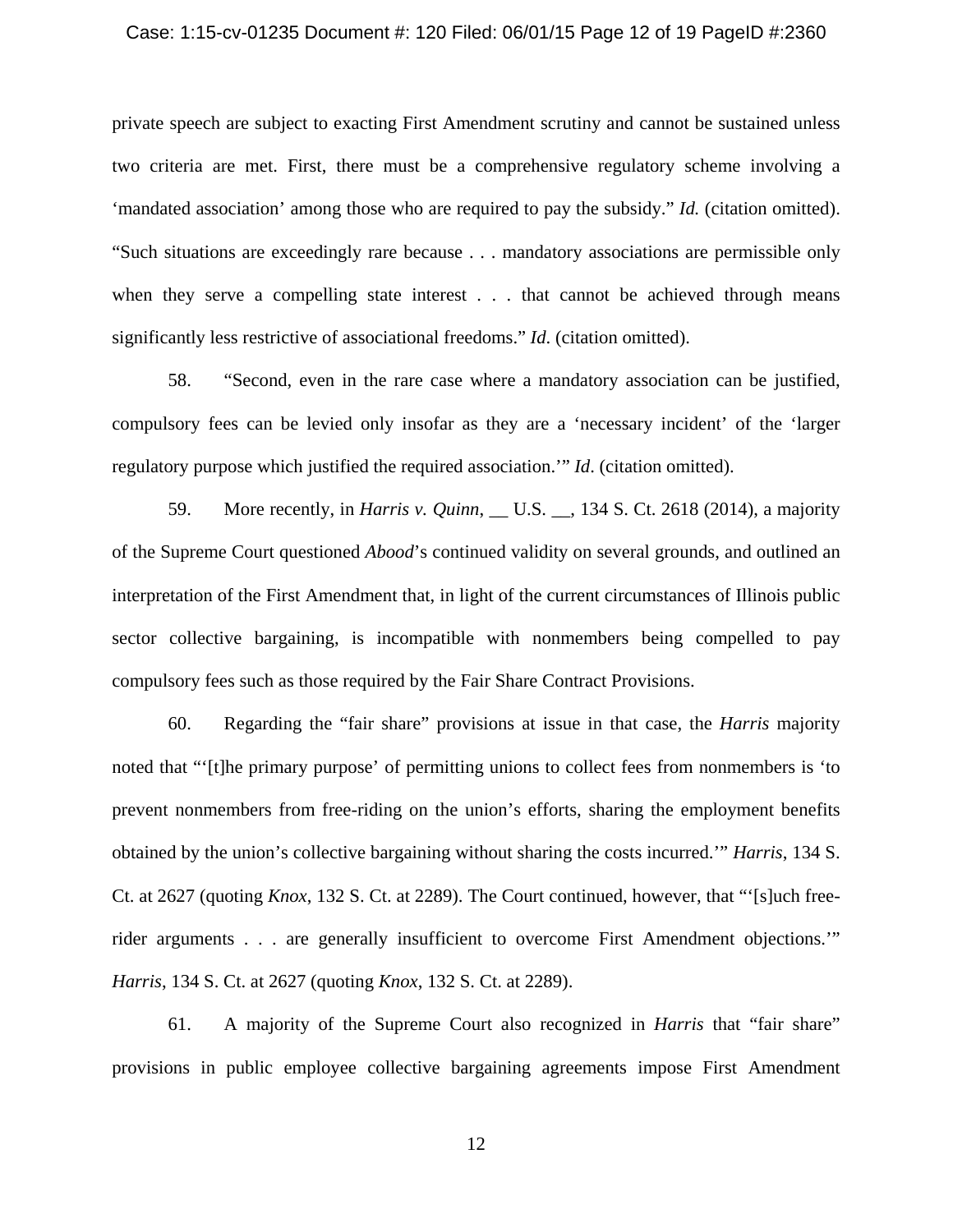private speech are subject to exacting First Amendment scrutiny and cannot be sustained unless two criteria are met. First, there must be a comprehensive regulatory scheme involving a 'mandated association' among those who are required to pay the subsidy." *Id.* (citation omitted). "Such situations are exceedingly rare because . . . mandatory associations are permissible only when they serve a compelling state interest . . . that cannot be achieved through means significantly less restrictive of associational freedoms." *Id*. (citation omitted).

58. "Second, even in the rare case where a mandatory association can be justified, compulsory fees can be levied only insofar as they are a 'necessary incident' of the 'larger regulatory purpose which justified the required association.'" *Id*. (citation omitted).

59. More recently, in *Harris v. Quinn*, __ U.S. __, 134 S. Ct. 2618 (2014), a majority of the Supreme Court questioned *Abood*'s continued validity on several grounds, and outlined an interpretation of the First Amendment that, in light of the current circumstances of Illinois public sector collective bargaining, is incompatible with nonmembers being compelled to pay compulsory fees such as those required by the Fair Share Contract Provisions.

60. Regarding the "fair share" provisions at issue in that case, the *Harris* majority noted that "'[t]he primary purpose' of permitting unions to collect fees from nonmembers is 'to prevent nonmembers from free-riding on the union's efforts, sharing the employment benefits obtained by the union's collective bargaining without sharing the costs incurred.'" *Harris*, 134 S. Ct. at 2627 (quoting *Knox*, 132 S. Ct. at 2289). The Court continued, however, that "'[s]uch free-rider arguments . . . are generally insufficient to overcome First Amendment objections.'" *Harris*, 134 S. Ct. at 2627 (quoting *Knox*, 132 S. Ct. at 2289).

61. A majority of the Supreme Court also recognized in *Harris* that "fair share" provisions in public employee collective bargaining agreements impose First Amendment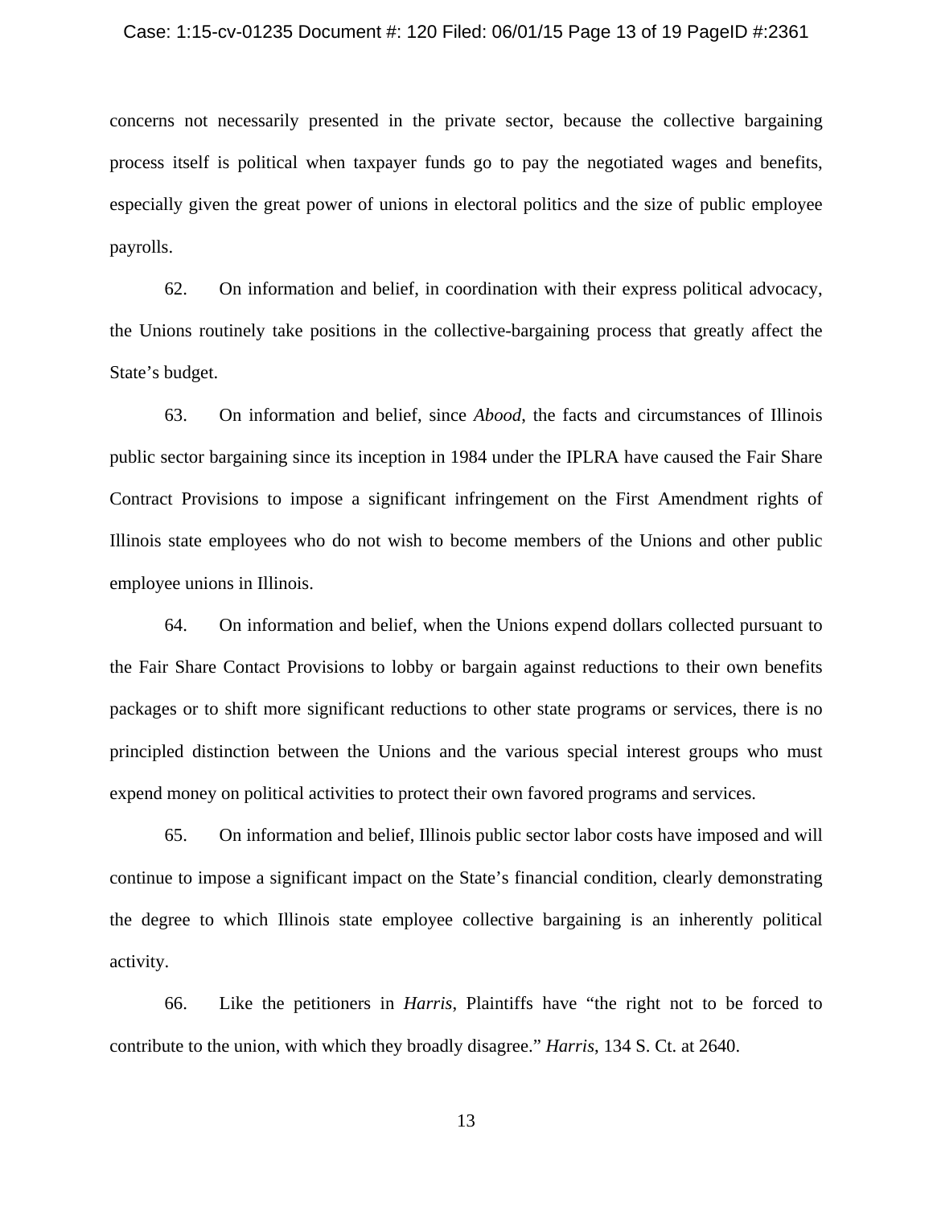concerns not necessarily presented in the private sector, because the collective bargaining process itself is political when taxpayer funds go to pay the negotiated wages and benefits, especially given the great power of unions in electoral politics and the size of public employee payrolls.

62. On information and belief, in coordination with their express political advocacy, the Unions routinely take positions in the collective-bargaining process that greatly affect the State's budget.

63. On information and belief, since *Abood*, the facts and circumstances of Illinois public sector bargaining since its inception in 1984 under the IPLRA have caused the Fair Share Contract Provisions to impose a significant infringement on the First Amendment rights of Illinois state employees who do not wish to become members of the Unions and other public employee unions in Illinois.

64. On information and belief, when the Unions expend dollars collected pursuant to the Fair Share Contact Provisions to lobby or bargain against reductions to their own benefits packages or to shift more significant reductions to other state programs or services, there is no principled distinction between the Unions and the various special interest groups who must expend money on political activities to protect their own favored programs and services.

65. On information and belief, Illinois public sector labor costs have imposed and will continue to impose a significant impact on the State's financial condition, clearly demonstrating the degree to which Illinois state employee collective bargaining is an inherently political activity.

66. Like the petitioners in *Harris*, Plaintiffs have "the right not to be forced to contribute to the union, with which they broadly disagree." *Harris*, 134 S. Ct. at 2640.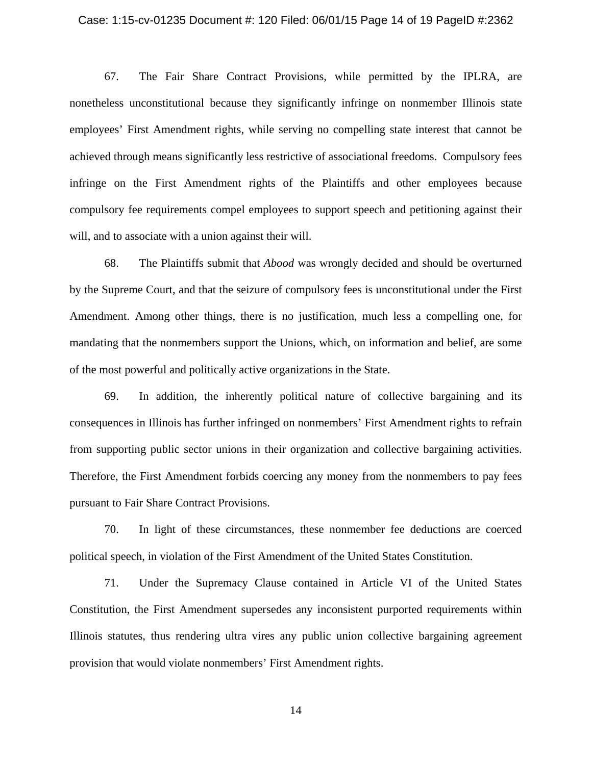67. The Fair Share Contract Provisions, while permitted by the IPLRA, are nonetheless unconstitutional because they significantly infringe on nonmember Illinois state employees' First Amendment rights, while serving no compelling state interest that cannot be achieved through means significantly less restrictive of associational freedoms. Compulsory fees infringe on the First Amendment rights of the Plaintiffs and other employees because compulsory fee requirements compel employees to support speech and petitioning against their will, and to associate with a union against their will.

68. The Plaintiffs submit that *Abood* was wrongly decided and should be overturned by the Supreme Court, and that the seizure of compulsory fees is unconstitutional under the First Amendment. Among other things, there is no justification, much less a compelling one, for mandating that the nonmembers support the Unions, which, on information and belief, are some of the most powerful and politically active organizations in the State.

69. In addition, the inherently political nature of collective bargaining and its consequences in Illinois has further infringed on nonmembers' First Amendment rights to refrain from supporting public sector unions in their organization and collective bargaining activities. Therefore, the First Amendment forbids coercing any money from the nonmembers to pay fees pursuant to Fair Share Contract Provisions.

70. In light of these circumstances, these nonmember fee deductions are coerced political speech, in violation of the First Amendment of the United States Constitution.

71. Under the Supremacy Clause contained in Article VI of the United States Constitution, the First Amendment supersedes any inconsistent purported requirements within Illinois statutes, thus rendering ultra vires any public union collective bargaining agreement provision that would violate nonmembers' First Amendment rights.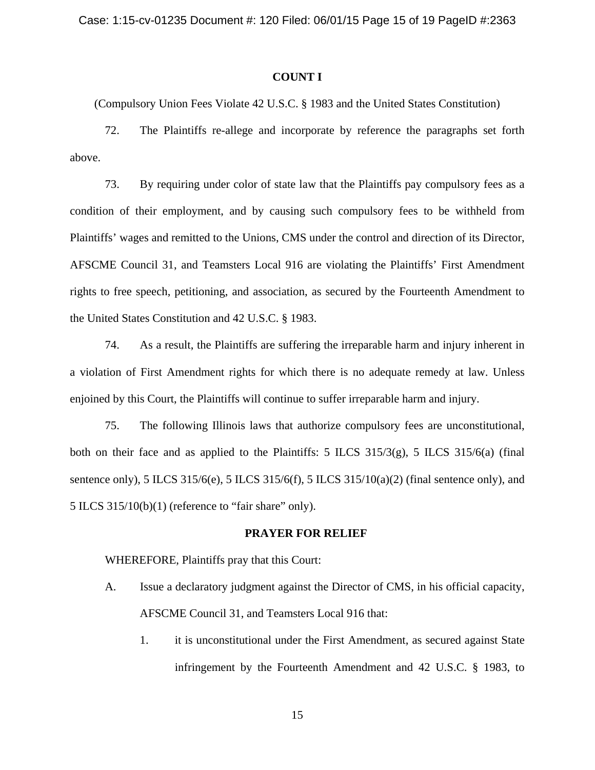**COUNT I**

(Compulsory Union Fees Violate 42 U.S.C. § 1983 and the United States Constitution)

72. The Plaintiffs re-allege and incorporate by reference the paragraphs set forth above.

73. By requiring under color of state law that the Plaintiffs pay compulsory fees as a condition of their employment, and by causing such compulsory fees to be withheld from Plaintiffs' wages and remitted to the Unions, CMS under the control and direction of its Director, AFSCME Council 31, and Teamsters Local 916 are violating the Plaintiffs' First Amendment rights to free speech, petitioning, and association, as secured by the Fourteenth Amendment to the United States Constitution and 42 U.S.C. § 1983.

74. As a result, the Plaintiffs are suffering the irreparable harm and injury inherent in a violation of First Amendment rights for which there is no adequate remedy at law. Unless enjoined by this Court, the Plaintiffs will continue to suffer irreparable harm and injury.

75. The following Illinois laws that authorize compulsory fees are unconstitutional, both on their face and as applied to the Plaintiffs: 5 ILCS 315/3(g), 5 ILCS 315/6(a) (final sentence only), 5 ILCS 315/6(e), 5 ILCS 315/6(f), 5 ILCS 315/10(a)(2) (final sentence only), and 5 ILCS 315/10(b)(1) (reference to "fair share" only).

**PRAYER FOR RELIEF**

WHEREFORE, Plaintiffs pray that this Court:

A. Issue a declaratory judgment against the Director of CMS, in his official capacity, AFSCME Council 31, and Teamsters Local 916 that:

   1. it is unconstitutional under the First Amendment, as secured against State infringement by the Fourteenth Amendment and 42 U.S.C. § 1983, to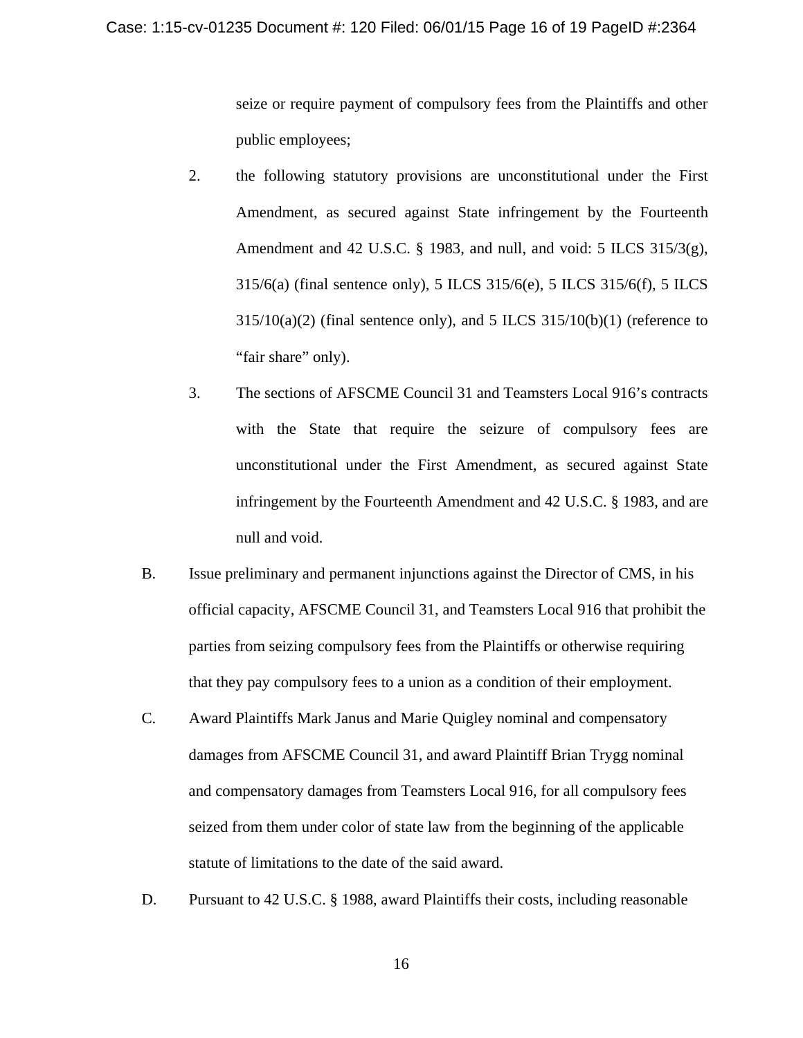seize or require payment of compulsory fees from the Plaintiffs and other public employees;

2. the following statutory provisions are unconstitutional under the First Amendment, as secured against State infringement by the Fourteenth Amendment and 42 U.S.C. § 1983, and null, and void: 5 ILCS 315/3(g), 315/6(a) (final sentence only), 5 ILCS 315/6(e), 5 ILCS 315/6(f), 5 ILCS 315/10(a)(2) (final sentence only), and 5 ILCS 315/10(b)(1) (reference to "fair share" only).

3. The sections of AFSCME Council 31 and Teamsters Local 916's contracts with the State that require the seizure of compulsory fees are unconstitutional under the First Amendment, as secured against State infringement by the Fourteenth Amendment and 42 U.S.C. § 1983, and are null and void.

B. Issue preliminary and permanent injunctions against the Director of CMS, in his official capacity, AFSCME Council 31, and Teamsters Local 916 that prohibit the parties from seizing compulsory fees from the Plaintiffs or otherwise requiring that they pay compulsory fees to a union as a condition of their employment.

C. Award Plaintiffs Mark Janus and Marie Quigley nominal and compensatory damages from AFSCME Council 31, and award Plaintiff Brian Trygg nominal and compensatory damages from Teamsters Local 916, for all compulsory fees seized from them under color of state law from the beginning of the applicable statute of limitations to the date of the said award.

D. Pursuant to 42 U.S.C. § 1988, award Plaintiffs their costs, including reasonable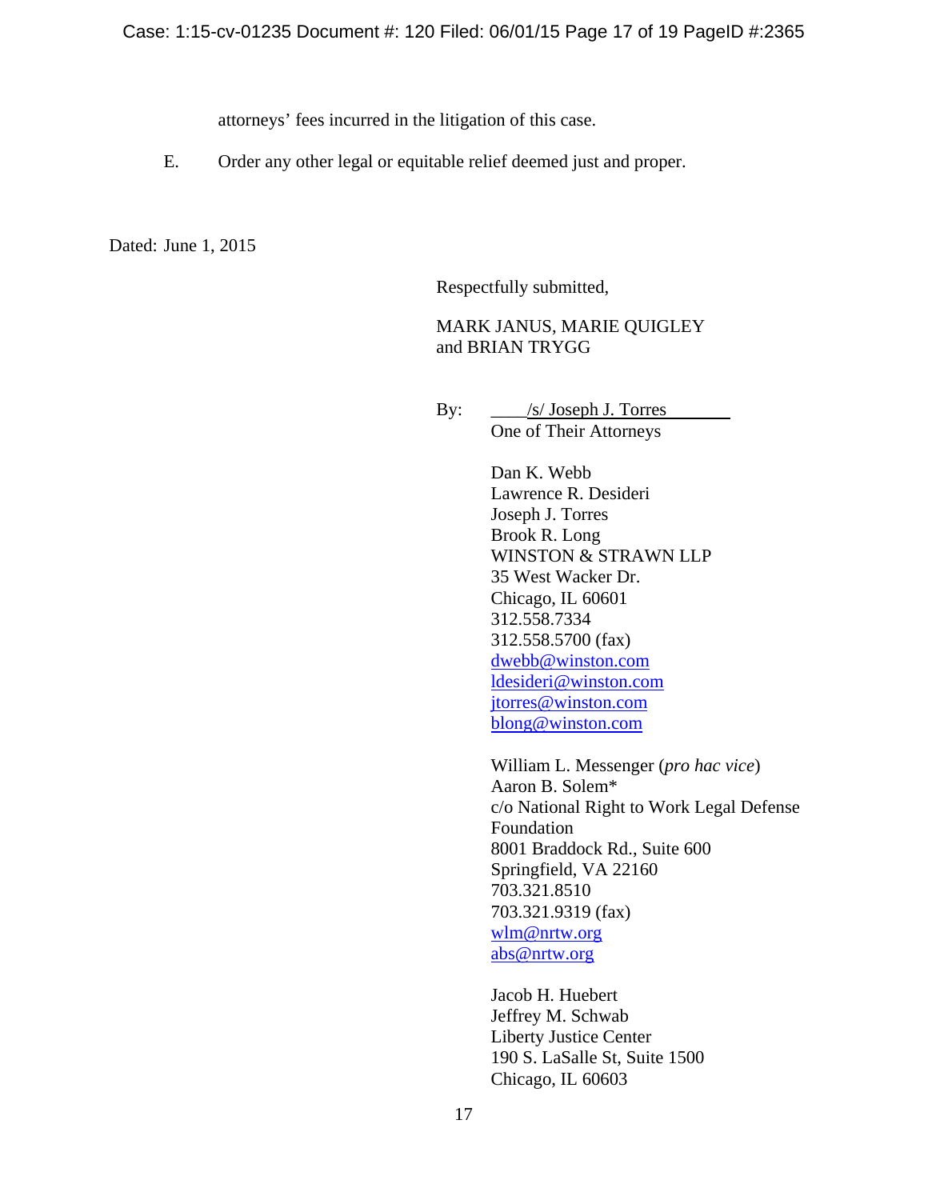attorneys' fees incurred in the litigation of this case.

E. Order any other legal or equitable relief deemed just and proper.

Dated: June 1, 2015

Respectfully submitted,

MARK JANUS, MARIE QUIGLEY
and BRIAN TRYGG

By: /s/ Joseph J. Torres
One of Their Attorneys

Dan K. Webb
Lawrence R. Desideri
Joseph J. Torres
Brook R. Long
WINSTON & STRAWN LLP
35 West Wacker Dr.
Chicago, IL 60601
312.558.7334
312.558.5700 (fax)
dwebb@winston.com
ldesideri@winston.com
jtorres@winston.com
blong@winston.com

William L. Messenger (*pro hac vice*)
Aaron B. Solem*
c/o National Right to Work Legal Defense Foundation
8001 Braddock Rd., Suite 600
Springfield, VA 22160
703.321.8510
703.321.9319 (fax)
wlm@nrtw.org
abs@nrtw.org

Jacob H. Huebert
Jeffrey M. Schwab
Liberty Justice Center
190 S. LaSalle St, Suite 1500
Chicago, IL 60603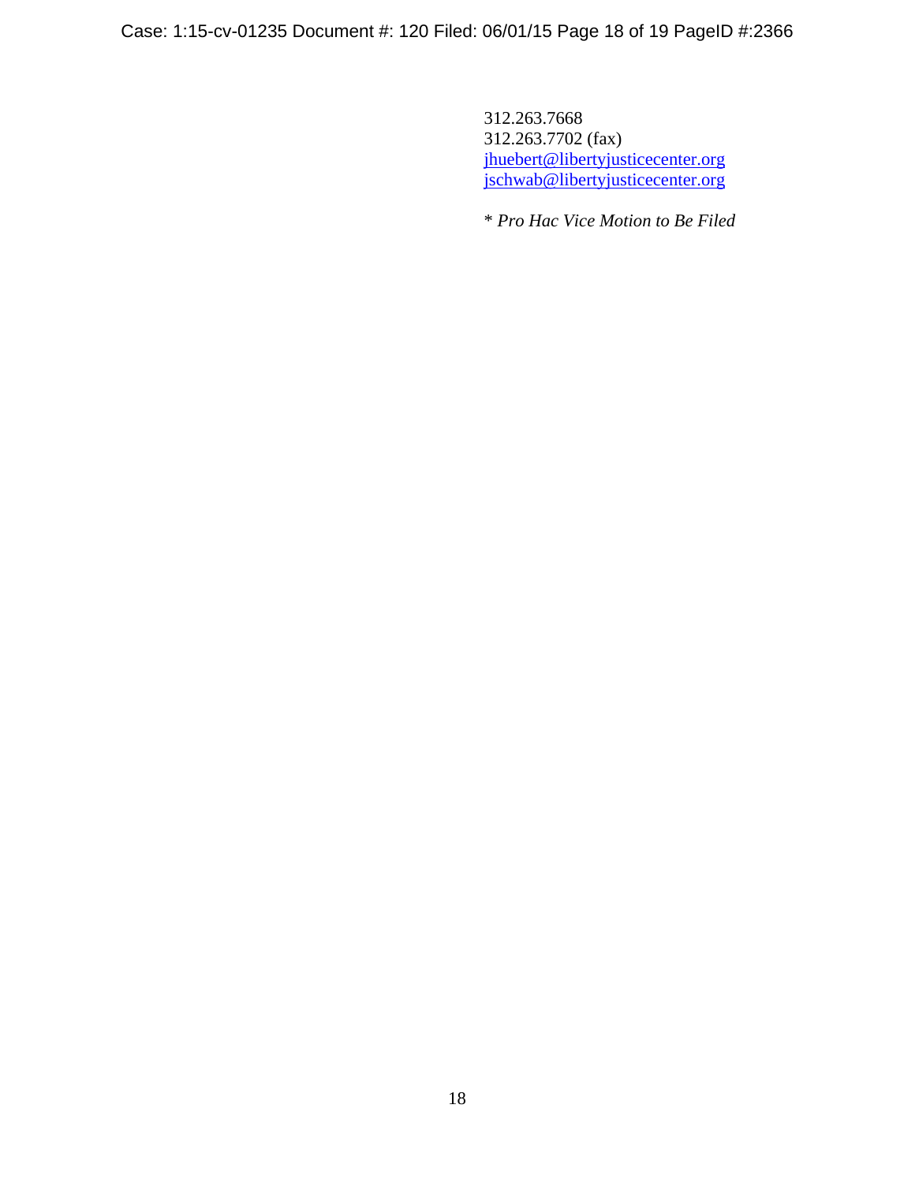312.263.7668  
312.263.7702 (fax)  
jhuebert@libertyjusticecenter.org  
jschwab@libertyjusticecenter.org

* *Pro Hac Vice Motion to Be Filed*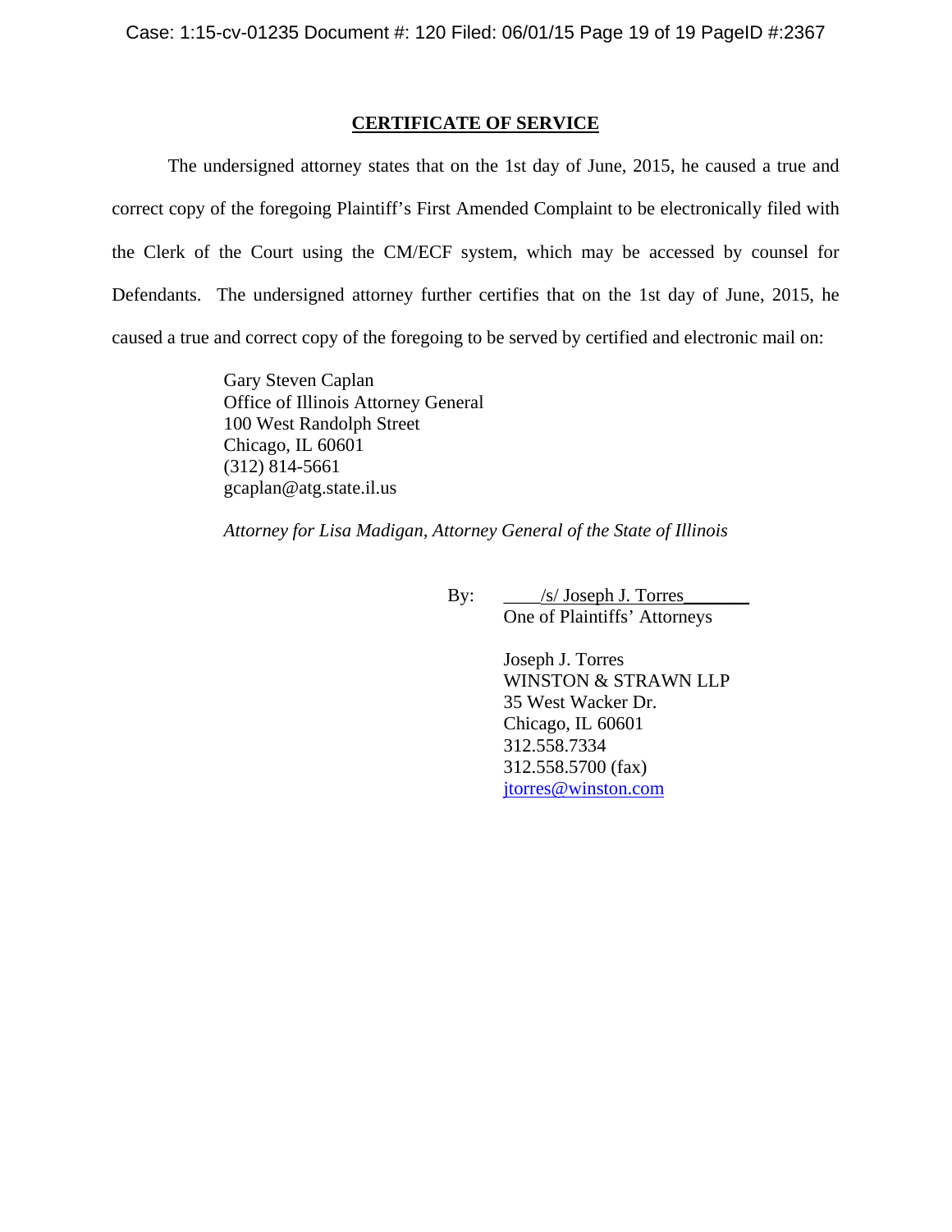**CERTIFICATE OF SERVICE**

The undersigned attorney states that on the 1st day of June, 2015, he caused a true and correct copy of the foregoing Plaintiff's First Amended Complaint to be electronically filed with the Clerk of the Court using the CM/ECF system, which may be accessed by counsel for Defendants. The undersigned attorney further certifies that on the 1st day of June, 2015, he caused a true and correct copy of the foregoing to be served by certified and electronic mail on:

Gary Steven Caplan
Office of Illinois Attorney General
100 West Randolph Street
Chicago, IL 60601
(312) 814-5661
gcaplan@atg.state.il.us

*Attorney for Lisa Madigan, Attorney General of the State of Illinois*

By: /s/ Joseph J. Torres
One of Plaintiffs' Attorneys

Joseph J. Torres
WINSTON & STRAWN LLP
35 West Wacker Dr.
Chicago, IL 60601
312.558.7334
312.558.5700 (fax)
jtorres@winston.com